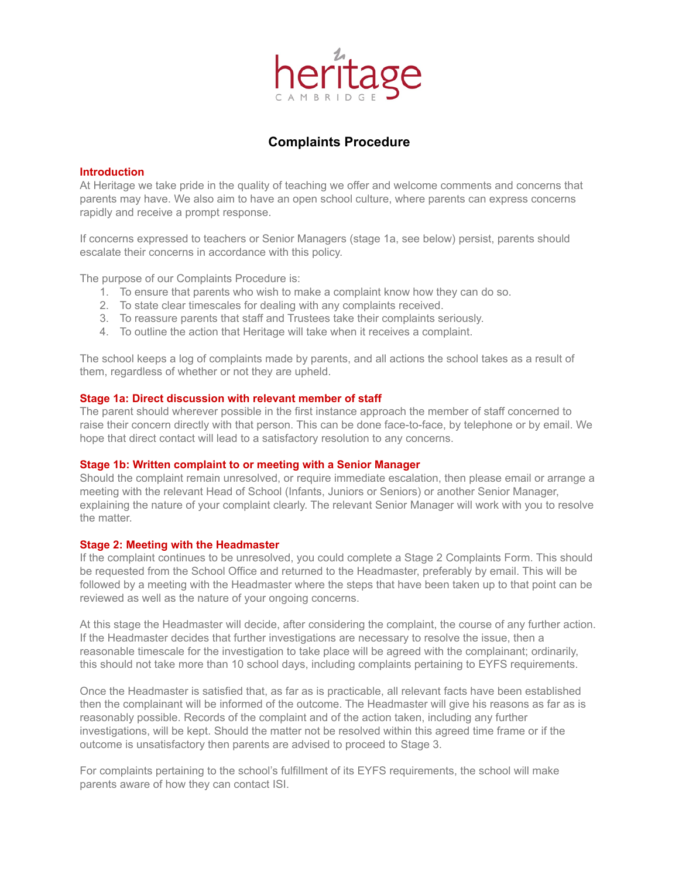heritage
CAMBRIDGE

# Complaints Procedure

## Introduction

At Heritage we take pride in the quality of teaching we offer and welcome comments and concerns that parents may have. We also aim to have an open school culture, where parents can express concerns rapidly and receive a prompt response.

If concerns expressed to teachers or Senior Managers (stage 1a, see below) persist, parents should escalate their concerns in accordance with this policy.

The purpose of our Complaints Procedure is:

1. To ensure that parents who wish to make a complaint know how they can do so.
2. To state clear timescales for dealing with any complaints received.
3. To reassure parents that staff and Trustees take their complaints seriously.
4. To outline the action that Heritage will take when it receives a complaint.

The school keeps a log of complaints made by parents, and all actions the school takes as a result of them, regardless of whether or not they are upheld.

## Stage 1a: Direct discussion with relevant member of staff

The parent should wherever possible in the first instance approach the member of staff concerned to raise their concern directly with that person. This can be done face-to-face, by telephone or by email. We hope that direct contact will lead to a satisfactory resolution to any concerns.

## Stage 1b: Written complaint to or meeting with a Senior Manager

Should the complaint remain unresolved, or require immediate escalation, then please email or arrange a meeting with the relevant Head of School (Infants, Juniors or Seniors) or another Senior Manager, explaining the nature of your complaint clearly. The relevant Senior Manager will work with you to resolve the matter.

## Stage 2: Meeting with the Headmaster

If the complaint continues to be unresolved, you could complete a Stage 2 Complaints Form. This should be requested from the School Office and returned to the Headmaster, preferably by email. This will be followed by a meeting with the Headmaster where the steps that have been taken up to that point can be reviewed as well as the nature of your ongoing concerns.

At this stage the Headmaster will decide, after considering the complaint, the course of any further action. If the Headmaster decides that further investigations are necessary to resolve the issue, then a reasonable timescale for the investigation to take place will be agreed with the complainant; ordinarily, this should not take more than 10 school days, including complaints pertaining to EYFS requirements.

Once the Headmaster is satisfied that, as far as is practicable, all relevant facts have been established then the complainant will be informed of the outcome. The Headmaster will give his reasons as far as is reasonably possible. Records of the complaint and of the action taken, including any further investigations, will be kept. Should the matter not be resolved within this agreed time frame or if the outcome is unsatisfactory then parents are advised to proceed to Stage 3.

For complaints pertaining to the school's fulfillment of its EYFS requirements, the school will make parents aware of how they can contact ISI.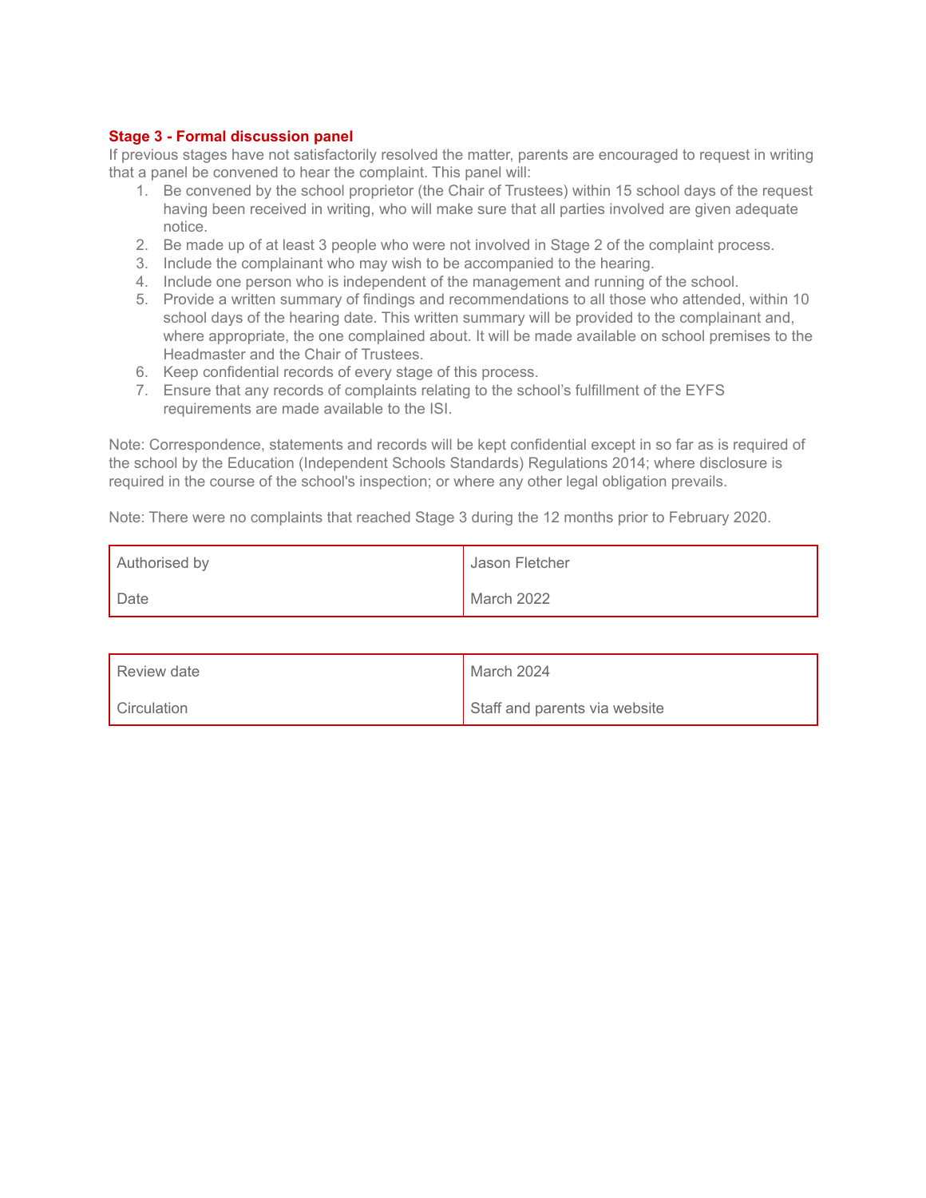### Stage 3 - Formal discussion panel

If previous stages have not satisfactorily resolved the matter, parents are encouraged to request in writing that a panel be convened to hear the complaint. This panel will:

1. Be convened by the school proprietor (the Chair of Trustees) within 15 school days of the request having been received in writing, who will make sure that all parties involved are given adequate notice.
2. Be made up of at least 3 people who were not involved in Stage 2 of the complaint process.
3. Include the complainant who may wish to be accompanied to the hearing.
4. Include one person who is independent of the management and running of the school.
5. Provide a written summary of findings and recommendations to all those who attended, within 10 school days of the hearing date. This written summary will be provided to the complainant and, where appropriate, the one complained about. It will be made available on school premises to the Headmaster and the Chair of Trustees.
6. Keep confidential records of every stage of this process.
7. Ensure that any records of complaints relating to the school's fulfillment of the EYFS requirements are made available to the ISI.

Note: Correspondence, statements and records will be kept confidential except in so far as is required of the school by the Education (Independent Schools Standards) Regulations 2014; where disclosure is required in the course of the school's inspection; or where any other legal obligation prevails.

Note: There were no complaints that reached Stage 3 during the 12 months prior to February 2020.

| | |
|---|---|
| Authorised by | Jason Fletcher |
| Date | March 2022 |

| | |
|---|---|
| Review date | March 2024 |
| Circulation | Staff and parents via website |